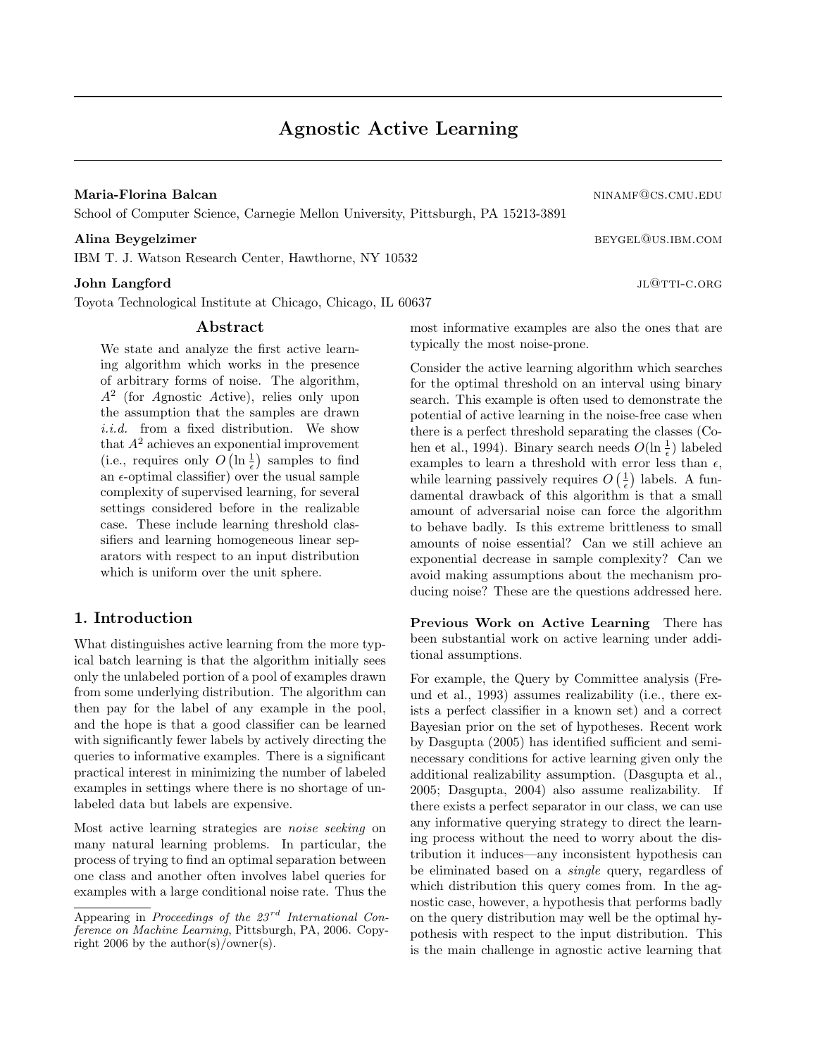# Agnostic Active Learning

**Maria-Florina Balcan** ninamf@cs.cmu.edu

School of Computer Science, Carnegie Mellon University, Pittsburgh, PA 15213-3891

**Alina Beygelzimer** beygel@us.ibm.com

IBM T. J. Watson Research Center, Hawthorne, NY 10532

**John Langford** jl@tti-c.org

Toyota Technological Institute at Chicago, Chicago, IL 60637

## Abstract

We state and analyze the first active learning algorithm which works in the presence of arbitrary forms of noise. The algorithm, $A^2$ (for *A*gnostic *A*ctive), relies only upon the assumption that the samples are drawn *i.i.d.* from a fixed distribution. We show that $A^2$ achieves an exponential improvement (i.e., requires only $O\left(\ln \frac{1}{\epsilon}\right)$ samples to find an $\epsilon$-optimal classifier) over the usual sample complexity of supervised learning, for several settings considered before in the realizable case. These include learning threshold classifiers and learning homogeneous linear separators with respect to an input distribution which is uniform over the unit sphere.

## 1. Introduction

What distinguishes active learning from the more typical batch learning is that the algorithm initially sees only the unlabeled portion of a pool of examples drawn from some underlying distribution. The algorithm can then pay for the label of any example in the pool, and the hope is that a good classifier can be learned with significantly fewer labels by actively directing the queries to informative examples. There is a significant practical interest in minimizing the number of labeled examples in settings where there is no shortage of unlabeled data but labels are expensive.

Most active learning strategies are *noise seeking* on many natural learning problems. In particular, the process of trying to find an optimal separation between one class and another often involves label queries for examples with a large conditional noise rate. Thus the most informative examples are also the ones that are typically the most noise-prone.

Consider the active learning algorithm which searches for the optimal threshold on an interval using binary search. This example is often used to demonstrate the potential of active learning in the noise-free case when there is a perfect threshold separating the classes (Cohen et al., 1994). Binary search needs $O(\ln \frac{1}{\epsilon})$ labeled examples to learn a threshold with error less than $\epsilon$, while learning passively requires $O\left(\frac{1}{\epsilon}\right)$ labels. A fundamental drawback of this algorithm is that a small amount of adversarial noise can force the algorithm to behave badly. Is this extreme brittleness to small amounts of noise essential? Can we still achieve an exponential decrease in sample complexity? Can we avoid making assumptions about the mechanism producing noise? These are the questions addressed here.

**Previous Work on Active Learning** There has been substantial work on active learning under additional assumptions.

For example, the Query by Committee analysis (Freund et al., 1993) assumes realizability (i.e., there exists a perfect classifier in a known set) and a correct Bayesian prior on the set of hypotheses. Recent work by Dasgupta (2005) has identified sufficient and semi-necessary conditions for active learning given only the additional realizability assumption. (Dasgupta et al., 2005; Dasgupta, 2004) also assume realizability. If there exists a perfect separator in our class, we can use any informative querying strategy to direct the learning process without the need to worry about the distribution it induces—any inconsistent hypothesis can be eliminated based on a *single* query, regardless of which distribution this query comes from. In the agnostic case, however, a hypothesis that performs badly on the query distribution may well be the optimal hypothesis with respect to the input distribution. This is the main challenge in agnostic active learning that

Appearing in *Proceedings of the 23rd International Conference on Machine Learning*, Pittsburgh, PA, 2006. Copyright 2006 by the author(s)/owner(s).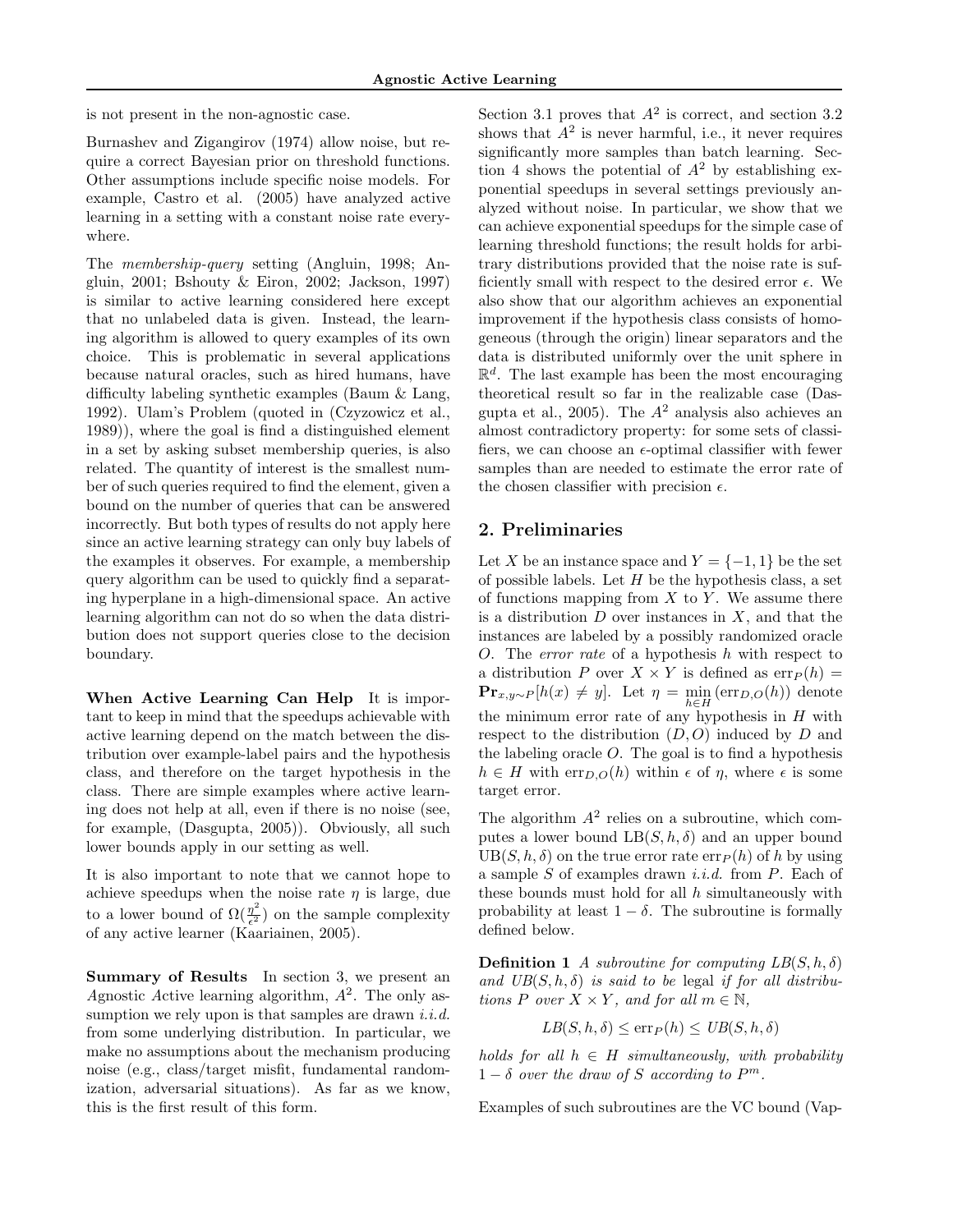is not present in the non-agnostic case.

Burnashev and Zigangirov (1974) allow noise, but require a correct Bayesian prior on threshold functions. Other assumptions include specific noise models. For example, Castro et al. (2005) have analyzed active learning in a setting with a constant noise rate everywhere.

The *membership-query* setting (Angluin, 1998; Angluin, 2001; Bshouty & Eiron, 2002; Jackson, 1997) is similar to active learning considered here except that no unlabeled data is given. Instead, the learning algorithm is allowed to query examples of its own choice. This is problematic in several applications because natural oracles, such as hired humans, have difficulty labeling synthetic examples (Baum & Lang, 1992). Ulam's Problem (quoted in (Czyzowicz et al., 1989)), where the goal is find a distinguished element in a set by asking subset membership queries, is also related. The quantity of interest is the smallest number of such queries required to find the element, given a bound on the number of queries that can be answered incorrectly. But both types of results do not apply here since an active learning strategy can only buy labels of the examples it observes. For example, a membership query algorithm can be used to quickly find a separating hyperplane in a high-dimensional space. An active learning algorithm can not do so when the data distribution does not support queries close to the decision boundary.

**When Active Learning Can Help** It is important to keep in mind that the speedups achievable with active learning depend on the match between the distribution over example-label pairs and the hypothesis class, and therefore on the target hypothesis in the class. There are simple examples where active learning does not help at all, even if there is no noise (see, for example, (Dasgupta, 2005)). Obviously, all such lower bounds apply in our setting as well.

It is also important to note that we cannot hope to achieve speedups when the noise rate $\eta$ is large, due to a lower bound of $\Omega(\frac{\eta^2}{\epsilon^2})$ on the sample complexity of any active learner (Kaariainen, 2005).

**Summary of Results** In section 3, we present an *A*gnostic *A*ctive learning algorithm, $A^2$. The only assumption we rely upon is that samples are drawn *i.i.d.* from some underlying distribution. In particular, we make no assumptions about the mechanism producing noise (e.g., class/target misfit, fundamental randomization, adversarial situations). As far as we know, this is the first result of this form.

Section 3.1 proves that $A^2$ is correct, and section 3.2 shows that $A^2$ is never harmful, i.e., it never requires significantly more samples than batch learning. Section 4 shows the potential of $A^2$ by establishing exponential speedups in several settings previously analyzed without noise. In particular, we show that we can achieve exponential speedups for the simple case of learning threshold functions; the result holds for arbitrary distributions provided that the noise rate is sufficiently small with respect to the desired error $\epsilon$. We also show that our algorithm achieves an exponential improvement if the hypothesis class consists of homogeneous (through the origin) linear separators and the data is distributed uniformly over the unit sphere in $\mathbb{R}^d$. The last example has been the most encouraging theoretical result so far in the realizable case (Dasgupta et al., 2005). The $A^2$ analysis also achieves an almost contradictory property: for some sets of classifiers, we can choose an $\epsilon$-optimal classifier with fewer samples than are needed to estimate the error rate of the chosen classifier with precision $\epsilon$.

## 2. Preliminaries

Let $X$ be an instance space and $Y = \{-1, 1\}$ be the set of possible labels. Let $H$ be the hypothesis class, a set of functions mapping from $X$ to $Y$. We assume there is a distribution $D$ over instances in $X$, and that the instances are labeled by a possibly randomized oracle $O$. The *error rate* of a hypothesis $h$ with respect to a distribution $P$ over $X \times Y$ is defined as $\text{err}_P(h) = \mathbf{Pr}_{x,y\sim P}[h(x) \neq y]$. Let $\eta = \min_{h\in H}(\text{err}_{D,O}(h))$ denote the minimum error rate of any hypothesis in $H$ with respect to the distribution $(D, O)$ induced by $D$ and the labeling oracle $O$. The goal is to find a hypothesis $h \in H$ with $\text{err}_{D,O}(h)$ within $\epsilon$ of $\eta$, where $\epsilon$ is some target error.

The algorithm $A^2$ relies on a subroutine, which computes a lower bound $\text{LB}(S, h, \delta)$ and an upper bound $\text{UB}(S, h, \delta)$ on the true error rate $\text{err}_P(h)$ of $h$ by using a sample $S$ of examples drawn *i.i.d.* from $P$. Each of these bounds must hold for all $h$ simultaneously with probability at least $1 - \delta$. The subroutine is formally defined below.

**Definition 1** *A subroutine for computing $LB(S, h, \delta)$ and $UB(S, h, \delta)$ is said to be* legal *if for all distributions $P$ over $X \times Y$, and for all $m \in \mathbb{N}$,*

$$LB(S, h, \delta) \leq \text{err}_P(h) \leq UB(S, h, \delta)$$

*holds for all $h \in H$ simultaneously, with probability $1 - \delta$ over the draw of $S$ according to $P^m$.*

Examples of such subroutines are the VC bound (Vap-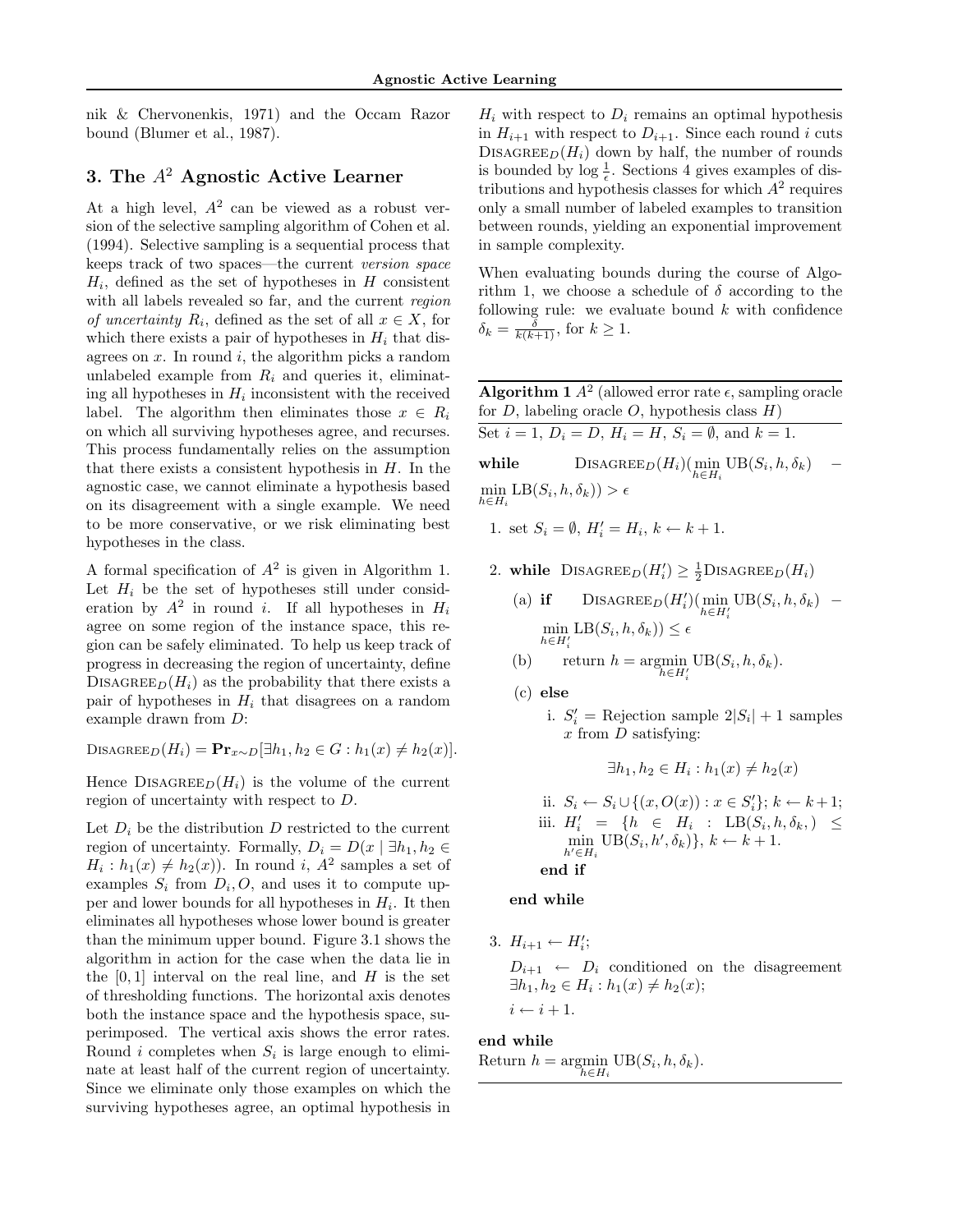nik & Chervonenkis, 1971) and the Occam Razor bound (Blumer et al., 1987).

## 3. The $A^2$ Agnostic Active Learner

At a high level, $A^2$ can be viewed as a robust version of the selective sampling algorithm of Cohen et al. (1994). Selective sampling is a sequential process that keeps track of two spaces—the current *version space* $H_i$, defined as the set of hypotheses in $H$ consistent with all labels revealed so far, and the current *region of uncertainty* $R_i$, defined as the set of all $x \in X$, for which there exists a pair of hypotheses in $H_i$ that disagrees on $x$. In round $i$, the algorithm picks a random unlabeled example from $R_i$ and queries it, eliminating all hypotheses in $H_i$ inconsistent with the received label. The algorithm then eliminates those $x \in R_i$ on which all surviving hypotheses agree, and recurses. This process fundamentally relies on the assumption that there exists a consistent hypothesis in $H$. In the agnostic case, we cannot eliminate a hypothesis based on its disagreement with a single example. We need to be more conservative, or we risk eliminating best hypotheses in the class.

A formal specification of $A^2$ is given in Algorithm 1. Let $H_i$ be the set of hypotheses still under consideration by $A^2$ in round $i$. If all hypotheses in $H_i$ agree on some region of the instance space, this region can be safely eliminated. To help us keep track of progress in decreasing the region of uncertainty, define $\text{DISAGREE}_D(H_i)$ as the probability that there exists a pair of hypotheses in $H_i$ that disagrees on a random example drawn from $D$:

$$\text{DISAGREE}_D(H_i) = \mathbf{Pr}_{x \sim D}[\exists h_1, h_2 \in G : h_1(x) \neq h_2(x)].$$

Hence $\text{DISAGREE}_D(H_i)$ is the volume of the current region of uncertainty with respect to $D$.

Let $D_i$ be the distribution $D$ restricted to the current region of uncertainty. Formally, $D_i = D(x \mid \exists h_1, h_2 \in H_i : h_1(x) \neq h_2(x))$. In round $i$, $A^2$ samples a set of examples $S_i$ from $D_i, O$, and uses it to compute upper and lower bounds for all hypotheses in $H_i$. It then eliminates all hypotheses whose lower bound is greater than the minimum upper bound. Figure 3.1 shows the algorithm in action for the case when the data lie in the $[0, 1]$ interval on the real line, and $H$ is the set of thresholding functions. The horizontal axis denotes both the instance space and the hypothesis space, superimposed. The vertical axis shows the error rates. Round $i$ completes when $S_i$ is large enough to eliminate at least half of the current region of uncertainty. Since we eliminate only those examples on which the surviving hypotheses agree, an optimal hypothesis in $H_i$ with respect to $D_i$ remains an optimal hypothesis in $H_{i+1}$ with respect to $D_{i+1}$. Since each round $i$ cuts $\text{DISAGREE}_D(H_i)$ down by half, the number of rounds is bounded by $\log \frac{1}{\epsilon}$. Sections 4 gives examples of distributions and hypothesis classes for which $A^2$ requires only a small number of labeled examples to transition between rounds, yielding an exponential improvement in sample complexity.

When evaluating bounds during the course of Algorithm 1, we choose a schedule of $\delta$ according to the following rule: we evaluate bound $k$ with confidence $\delta_k = \frac{\delta}{k(k+1)}$, for $k \geq 1$.

---

**Algorithm 1** $A^2$ (allowed error rate $\epsilon$, sampling oracle for $D$, labeling oracle $O$, hypothesis class $H$)

Set $i = 1$, $D_i = D$, $H_i = H$, $S_i = \emptyset$, and $k = 1$.

**while** $\text{DISAGREE}_D(H_i)(\min_{h \in H_i} \text{UB}(S_i, h, \delta_k) - \min_{h \in H_i} \text{LB}(S_i, h, \delta_k)) > \epsilon$

1. set $S_i = \emptyset$, $H_i' = H_i$, $k \leftarrow k + 1$.
2. **while** $\text{DISAGREE}_D(H_i') \geq \frac{1}{2}\text{DISAGREE}_D(H_i)$
   (a) **if** $\text{DISAGREE}_D(H_i')(\min_{h \in H_i'} \text{UB}(S_i, h, \delta_k) - \min_{h \in H_i'} \text{LB}(S_i, h, \delta_k)) \leq \epsilon$
   (b) return $h = \operatorname{argmin}_{h \in H_i'} \text{UB}(S_i, h, \delta_k)$.
   (c) **else**
      i. $S_i'$ = Rejection sample $2|S_i| + 1$ samples $x$ from $D$ satisfying:
      $$\exists h_1, h_2 \in H_i : h_1(x) \neq h_2(x)$$
      ii. $S_i \leftarrow S_i \cup \{(x, O(x)) : x \in S_i'\}$; $k \leftarrow k+1$;
      iii. $H_i' = \{h \in H_i : \text{LB}(S_i, h, \delta_k,) \leq \min_{h' \in H_i} \text{UB}(S_i, h', \delta_k)\}$, $k \leftarrow k + 1$.
   **end if**

   **end while**
3. $H_{i+1} \leftarrow H_i'$;
   $D_{i+1} \leftarrow D_i$ conditioned on the disagreement $\exists h_1, h_2 \in H_i : h_1(x) \neq h_2(x)$;
   $i \leftarrow i + 1$.

**end while**

Return $h = \operatorname{argmin}_{h \in H_i} \text{UB}(S_i, h, \delta_k)$.

---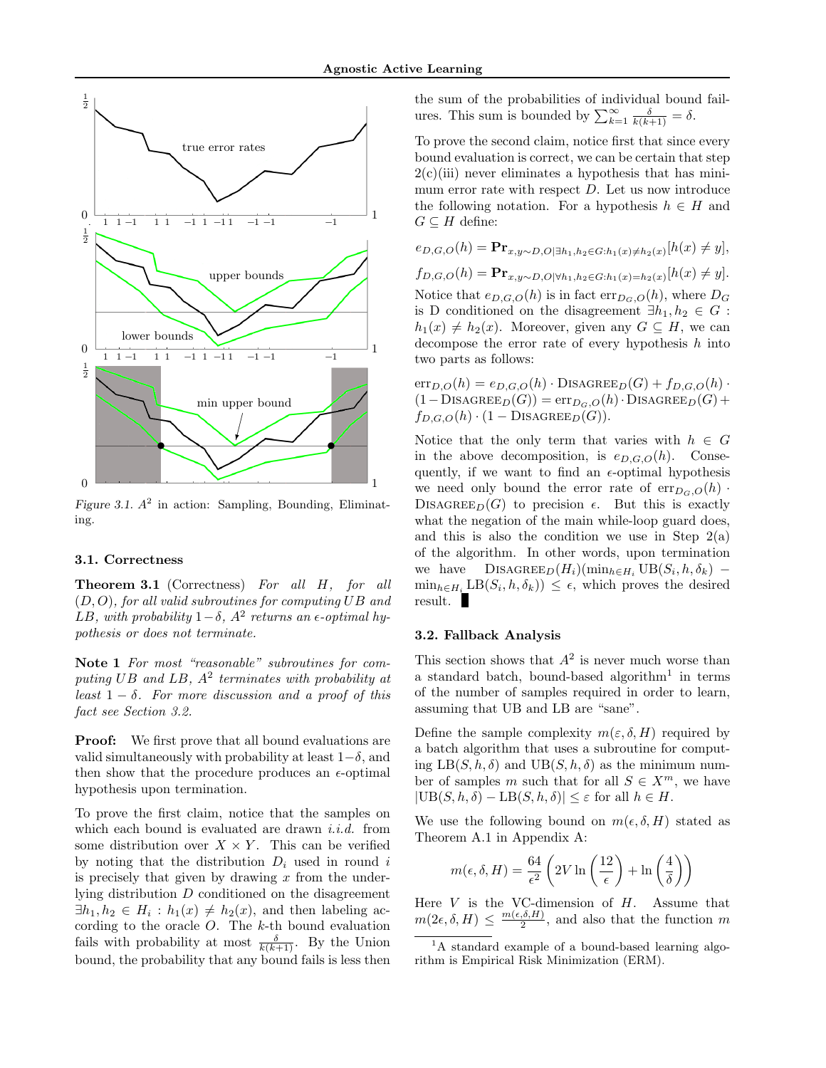Figure 3.1. $A^2$ in action: Sampling, Bounding, Eliminating.

### 3.1. Correctness

**Theorem 3.1** (Correctness) *For all $H$, for all $(D, O)$, for all valid subroutines for computing $UB$ and $LB$, with probability $1-\delta$, $A^2$ returns an $\epsilon$-optimal hypothesis or does not terminate.*

**Note 1** *For most "reasonable" subroutines for computing $UB$ and $LB$, $A^2$ terminates with probability at least $1-\delta$. For more discussion and a proof of this fact see Section 3.2.*

**Proof:** We first prove that all bound evaluations are valid simultaneously with probability at least $1-\delta$, and then show that the procedure produces an $\epsilon$-optimal hypothesis upon termination.

To prove the first claim, notice that the samples on which each bound is evaluated are drawn *i.i.d.* from some distribution over $X \times Y$. This can be verified by noting that the distribution $D_i$ used in round $i$ is precisely that given by drawing $x$ from the underlying distribution $D$ conditioned on the disagreement $\exists h_1, h_2 \in H_i : h_1(x) \neq h_2(x)$, and then labeling according to the oracle $O$. The $k$-th bound evaluation fails with probability at most $\frac{\delta}{k(k+1)}$. By the Union bound, the probability that any bound fails is less then the sum of the probabilities of individual bound failures. This sum is bounded by $\sum_{k=1}^{\infty} \frac{\delta}{k(k+1)} = \delta$.

To prove the second claim, notice first that since every bound evaluation is correct, we can be certain that step 2(c)(iii) never eliminates a hypothesis that has minimum error rate with respect $D$. Let us now introduce the following notation. For a hypothesis $h \in H$ and $G \subseteq H$ define:

$$e_{D,G,O}(h) = \mathbf{Pr}_{x,y \sim D,O|\exists h_1,h_2 \in G: h_1(x) \neq h_2(x)}[h(x) \neq y],$$

$$f_{D,G,O}(h) = \mathbf{Pr}_{x,y \sim D,O|\forall h_1,h_2 \in G: h_1(x) = h_2(x)}[h(x) \neq y].$$

Notice that $e_{D,G,O}(h)$ is in fact $\mathrm{err}_{D_G,O}(h)$, where $D_G$ is D conditioned on the disagreement $\exists h_1, h_2 \in G : h_1(x) \neq h_2(x)$. Moreover, given any $G \subseteq H$, we can decompose the error rate of every hypothesis $h$ into two parts as follows:

$\mathrm{err}_{D,O}(h) = e_{D,G,O}(h) \cdot \mathrm{DISAGREE}_D(G) + f_{D,G,O}(h) \cdot (1 - \mathrm{DISAGREE}_D(G)) = \mathrm{err}_{D_G,O}(h) \cdot \mathrm{DISAGREE}_D(G) + f_{D,G,O}(h) \cdot (1 - \mathrm{DISAGREE}_D(G))$.

Notice that the only term that varies with $h \in G$ in the above decomposition, is $e_{D,G,O}(h)$. Consequently, if we want to find an $\epsilon$-optimal hypothesis we need only bound the error rate of $\mathrm{err}_{D_G,O}(h) \cdot \mathrm{DISAGREE}_D(G)$ to precision $\epsilon$. But this is exactly what the negation of the main while-loop guard does, and this is also the condition we use in Step 2(a) of the algorithm. In other words, upon termination we have $\mathrm{DISAGREE}_D(H_i)(\min_{h \in H_i} \mathrm{UB}(S_i, h, \delta_k) - \min_{h \in H_i} \mathrm{LB}(S_i, h, \delta_k)) \leq \epsilon$, which proves the desired result. ∎

### 3.2. Fallback Analysis

This section shows that $A^2$ is never much worse than a standard batch, bound-based algorithm[1] in terms of the number of samples required in order to learn, assuming that UB and LB are "sane".

Define the sample complexity $m(\varepsilon, \delta, H)$ required by a batch algorithm that uses a subroutine for computing $\mathrm{LB}(S, h, \delta)$ and $\mathrm{UB}(S, h, \delta)$ as the minimum number of samples $m$ such that for all $S \in X^m$, we have $|\mathrm{UB}(S, h, \delta) - \mathrm{LB}(S, h, \delta)| \leq \varepsilon$ for all $h \in H$.

We use the following bound on $m(\epsilon, \delta, H)$ stated as Theorem A.1 in Appendix A:

$$m(\epsilon, \delta, H) = \frac{64}{\epsilon^2}\left(2V \ln\left(\frac{12}{\epsilon}\right) + \ln\left(\frac{4}{\delta}\right)\right)$$

Here $V$ is the VC-dimension of $H$. Assume that $m(2\epsilon, \delta, H) \leq \frac{m(\epsilon,\delta,H)}{2}$, and also that the function $m$

[1] A standard example of a bound-based learning algorithm is Empirical Risk Minimization (ERM).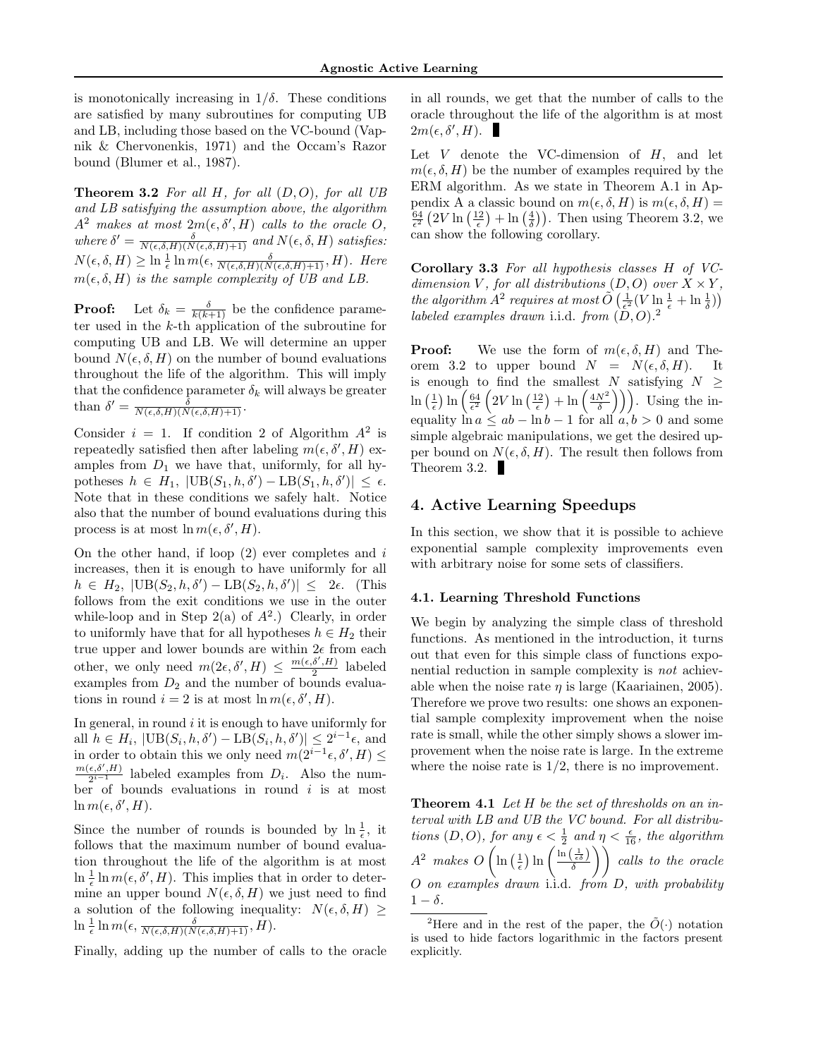is monotonically increasing in $1/\delta$. These conditions are satisfied by many subroutines for computing UB and LB, including those based on the VC-bound (Vapnik & Chervonenkis, 1971) and the Occam's Razor bound (Blumer et al., 1987).

**Theorem 3.2** *For all $H$, for all $(D, O)$, for all UB and LB satisfying the assumption above, the algorithm $A^2$ makes at most $2m(\epsilon, \delta', H)$ calls to the oracle $O$, where $\delta' = \frac{\delta}{N(\epsilon,\delta,H)(N(\epsilon,\delta,H)+1)}$ and $N(\epsilon, \delta, H)$ satisfies: $N(\epsilon, \delta, H) \geq \ln \frac{1}{\epsilon} \ln m(\epsilon, \frac{\delta}{N(\epsilon,\delta,H)(N(\epsilon,\delta,H)+1)}, H)$. Here $m(\epsilon, \delta, H)$ is the sample complexity of UB and LB.*

**Proof:** Let $\delta_k = \frac{\delta}{k(k+1)}$ be the confidence parameter used in the $k$-th application of the subroutine for computing UB and LB. We will determine an upper bound $N(\epsilon, \delta, H)$ on the number of bound evaluations throughout the life of the algorithm. This will imply that the confidence parameter $\delta_k$ will always be greater than $\delta' = \frac{\delta}{N(\epsilon,\delta,H)(N(\epsilon,\delta,H)+1)}$.

Consider $i = 1$. If condition 2 of Algorithm $A^2$ is repeatedly satisfied then after labeling $m(\epsilon, \delta', H)$ examples from $D_1$ we have that, uniformly, for all hypotheses $h \in H_1$, $|\text{UB}(S_1, h, \delta') - \text{LB}(S_1, h, \delta')| \leq \epsilon$. Note that in these conditions we safely halt. Notice also that the number of bound evaluations during this process is at most $\ln m(\epsilon, \delta', H)$.

On the other hand, if loop (2) ever completes and $i$ increases, then it is enough to have uniformly for all $h \in H_2$, $|\text{UB}(S_2, h, \delta') - \text{LB}(S_2, h, \delta')| \leq 2\epsilon$. (This follows from the exit conditions we use in the outer while-loop and in Step 2(a) of $A^2$.) Clearly, in order to uniformly have that for all hypotheses $h \in H_2$ their true upper and lower bounds are within $2\epsilon$ from each other, we only need $m(2\epsilon, \delta', H) \leq \frac{m(\epsilon,\delta',H)}{2}$ labeled examples from $D_2$ and the number of bounds evaluations in round $i = 2$ is at most $\ln m(\epsilon, \delta', H)$.

In general, in round $i$ it is enough to have uniformly for all $h \in H_i$, $|\text{UB}(S_i, h, \delta') - \text{LB}(S_i, h, \delta')| \leq 2^{i-1}\epsilon$, and in order to obtain this we only need $m(2^{i-1}\epsilon, \delta', H) \leq \frac{m(\epsilon,\delta',H)}{2^{i-1}}$ labeled examples from $D_i$. Also the number of bounds evaluations in round $i$ is at most $\ln m(\epsilon, \delta', H)$.

Since the number of rounds is bounded by $\ln \frac{1}{\epsilon}$, it follows that the maximum number of bound evaluation throughout the life of the algorithm is at most $\ln \frac{1}{\epsilon} \ln m(\epsilon, \delta', H)$. This implies that in order to determine an upper bound $N(\epsilon, \delta, H)$ we just need to find a solution of the following inequality: $N(\epsilon, \delta, H) \geq \ln \frac{1}{\epsilon} \ln m(\epsilon, \frac{\delta}{N(\epsilon,\delta,H)(N(\epsilon,\delta,H)+1)}, H)$.

Finally, adding up the number of calls to the oracle in all rounds, we get that the number of calls to the oracle throughout the life of the algorithm is at most $2m(\epsilon, \delta', H)$. ∎

Let $V$ denote the VC-dimension of $H$, and let $m(\epsilon, \delta, H)$ be the number of examples required by the ERM algorithm. As we state in Theorem A.1 in Appendix A a classic bound on $m(\epsilon, \delta, H)$ is $m(\epsilon, \delta, H) = \frac{64}{\epsilon^2}\left(2V \ln\left(\frac{12}{\epsilon}\right) + \ln\left(\frac{4}{\delta}\right)\right)$. Then using Theorem 3.2, we can show the following corollary.

**Corollary 3.3** *For all hypothesis classes $H$ of VC-dimension $V$, for all distributions $(D, O)$ over $X \times Y$, the algorithm $A^2$ requires at most $\tilde{O}\left(\frac{1}{\epsilon^2}(V \ln \frac{1}{\epsilon} + \ln \frac{1}{\delta})\right)$ labeled examples drawn* i.i.d. *from $(D, O)$.*[2]

**Proof:** We use the form of $m(\epsilon, \delta, H)$ and Theorem 3.2 to upper bound $N = N(\epsilon, \delta, H)$. It is enough to find the smallest $N$ satisfying $N \geq \ln\left(\frac{1}{\epsilon}\right) \ln\left(\frac{64}{\epsilon^2}\left(2V \ln\left(\frac{12}{\epsilon}\right) + \ln\left(\frac{4N^2}{\delta}\right)\right)\right)$. Using the inequality $\ln a \leq ab - \ln b - 1$ for all $a, b > 0$ and some simple algebraic manipulations, we get the desired upper bound on $N(\epsilon, \delta, H)$. The result then follows from Theorem 3.2. ∎

## 4. Active Learning Speedups

In this section, we show that it is possible to achieve exponential sample complexity improvements even with arbitrary noise for some sets of classifiers.

### 4.1. Learning Threshold Functions

We begin by analyzing the simple class of threshold functions. As mentioned in the introduction, it turns out that even for this simple class of functions exponential reduction in sample complexity is *not* achievable when the noise rate $\eta$ is large (Kaariainen, 2005). Therefore we prove two results: one shows an exponential sample complexity improvement when the noise rate is small, while the other simply shows a slower improvement when the noise rate is large. In the extreme where the noise rate is 1/2, there is no improvement.

**Theorem 4.1** *Let $H$ be the set of thresholds on an interval with LB and UB the VC bound. For all distributions $(D, O)$, for any $\epsilon < \frac{1}{2}$ and $\eta < \frac{\epsilon}{16}$, the algorithm $A^2$ makes $O\left(\ln\left(\frac{1}{\epsilon}\right) \ln\left(\frac{\ln\left(\frac{1}{\epsilon\delta}\right)}{\delta}\right)\right)$ calls to the oracle $O$ on examples drawn* i.i.d. *from $D$, with probability $1 - \delta$.*

[2] Here and in the rest of the paper, the $\tilde{O}(\cdot)$ notation is used to hide factors logarithmic in the factors present explicitly.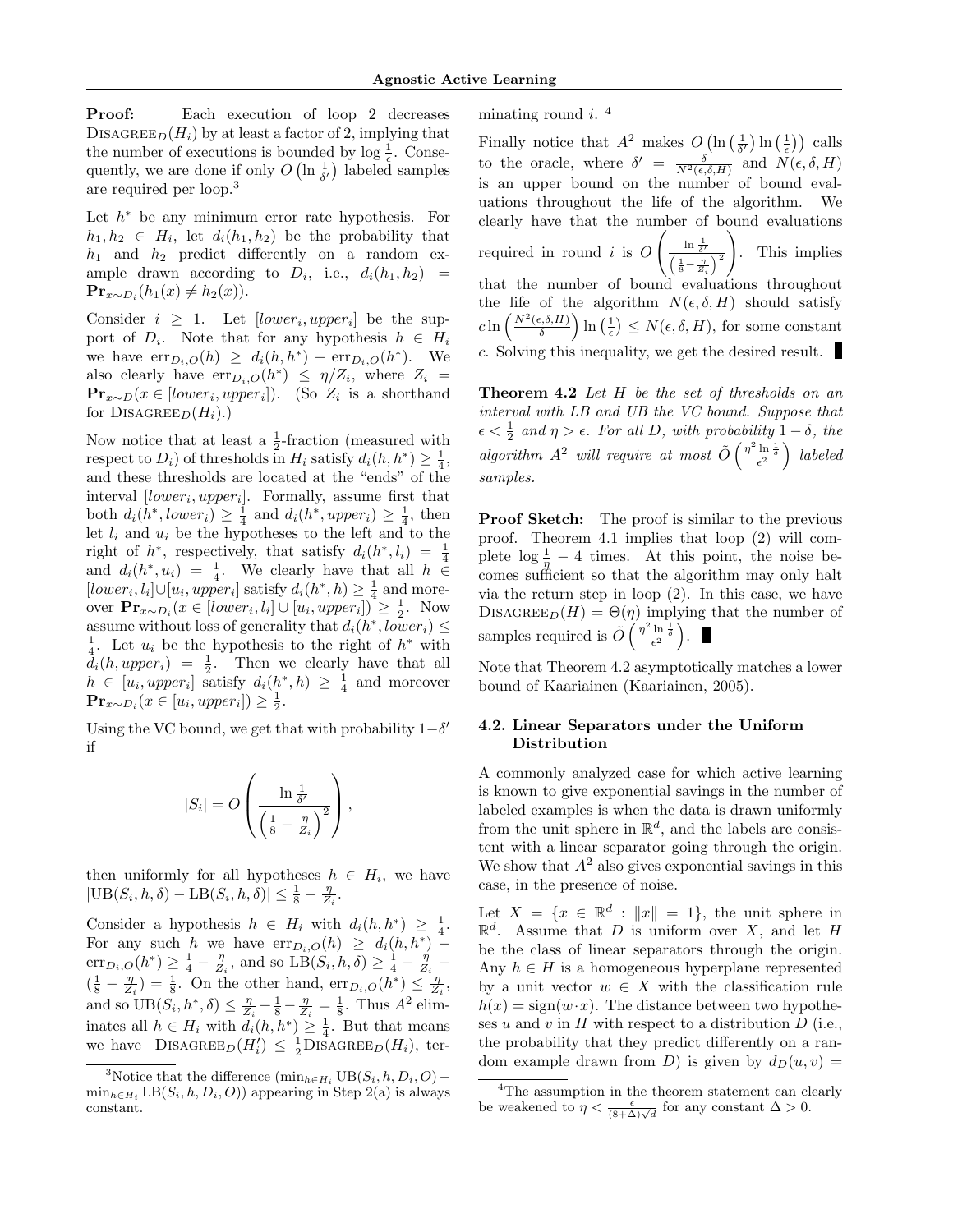**Proof:** Each execution of loop 2 decreases $\text{DISAGREE}_D(H_i)$ by at least a factor of 2, implying that the number of executions is bounded by $\log \frac{1}{\epsilon}$. Consequently, we are done if only $O\left(\ln \frac{1}{\delta'}\right)$ labeled samples are required per loop.[3]

Let $h^*$ be any minimum error rate hypothesis. For $h_1, h_2 \in H_i$, let $d_i(h_1, h_2)$ be the probability that $h_1$ and $h_2$ predict differently on a random example drawn according to $D_i$, i.e., $d_i(h_1, h_2) = \mathbf{Pr}_{x\sim D_i}(h_1(x) \neq h_2(x))$.

Consider $i \geq 1$. Let $[lower_i, upper_i]$ be the support of $D_i$. Note that for any hypothesis $h \in H_i$ we have $\text{err}_{D_i,O}(h) \geq d_i(h, h^*) - \text{err}_{D_i,O}(h^*)$. We also clearly have $\text{err}_{D_i,O}(h^*) \leq \eta/Z_i$, where $Z_i = \mathbf{Pr}_{x\sim D}(x \in [lower_i, upper_i])$. (So $Z_i$ is a shorthand for $\text{DISAGREE}_D(H_i)$.)

Now notice that at least a $\frac{1}{2}$-fraction (measured with respect to $D_i$) of thresholds in $H_i$ satisfy $d_i(h, h^*) \geq \frac{1}{4}$, and these thresholds are located at the "ends" of the interval $[lower_i, upper_i]$. Formally, assume first that both $d_i(h^*, lower_i) \geq \frac{1}{4}$ and $d_i(h^*, upper_i) \geq \frac{1}{4}$, then let $l_i$ and $u_i$ be the hypotheses to the left and to the right of $h^*$, respectively, that satisfy $d_i(h^*, l_i) = \frac{1}{4}$ and $d_i(h^*, u_i) = \frac{1}{4}$. We clearly have that all $h \in [lower_i, l_i] \cup [u_i, upper_i]$ satisfy $d_i(h^*, h) \geq \frac{1}{4}$ and moreover $\mathbf{Pr}_{x\sim D_i}(x \in [lower_i, l_i] \cup [u_i, upper_i]) \geq \frac{1}{2}$. Now assume without loss of generality that $d_i(h^*, lower_i) \leq \frac{1}{4}$. Let $u_i$ be the hypothesis to the right of $h^*$ with $d_i(h, upper_i) = \frac{1}{2}$. Then we clearly have that all $h \in [u_i, upper_i]$ satisfy $d_i(h^*, h) \geq \frac{1}{4}$ and moreover $\mathbf{Pr}_{x\sim D_i}(x \in [u_i, upper_i]) \geq \frac{1}{2}$.

Using the VC bound, we get that with probability $1-\delta'$ if

$$|S_i| = O\left(\frac{\ln \frac{1}{\delta'}}{\left(\frac{1}{8} - \frac{\eta}{Z_i}\right)^2}\right),$$

then uniformly for all hypotheses $h \in H_i$, we have $|\text{UB}(S_i, h, \delta) - \text{LB}(S_i, h, \delta)| \leq \frac{1}{8} - \frac{\eta}{Z_i}$.

Consider a hypothesis $h \in H_i$ with $d_i(h, h^*) \geq \frac{1}{4}$. For any such $h$ we have $\text{err}_{D_i,O}(h) \geq d_i(h, h^*) - \text{err}_{D_i,O}(h^*) \geq \frac{1}{4} - \frac{\eta}{Z_i}$, and so $\text{LB}(S_i, h, \delta) \geq \frac{1}{4} - \frac{\eta}{Z_i} - (\frac{1}{8} - \frac{\eta}{Z_i}) = \frac{1}{8}$. On the other hand, $\text{err}_{D_i,O}(h^*) \leq \frac{\eta}{Z_i}$, and so $\text{UB}(S_i, h^*, \delta) \leq \frac{\eta}{Z_i} + \frac{1}{8} - \frac{\eta}{Z_i} = \frac{1}{8}$. Thus $A^2$ eliminates all $h \in H_i$ with $d_i(h, h^*) \geq \frac{1}{4}$. But that means we have $\text{DISAGREE}_D(H_i') \leq \frac{1}{2}\text{DISAGREE}_D(H_i)$, terminating round $i$.[4]

Finally notice that $A^2$ makes $O\left(\ln\left(\frac{1}{\delta'}\right)\ln\left(\frac{1}{\epsilon}\right)\right)$ calls to the oracle, where $\delta' = \frac{\delta}{N^2(\epsilon,\delta,H)}$ and $N(\epsilon, \delta, H)$ is an upper bound on the number of bound evaluations throughout the life of the algorithm. We clearly have that the number of bound evaluations required in round $i$ is $O\left(\frac{\ln \frac{1}{\delta'}}{\left(\frac{1}{8} - \frac{\eta}{Z_i}\right)^2}\right)$. This implies that the number of bound evaluations throughout the life of the algorithm $N(\epsilon, \delta, H)$ should satisfy $c \ln\left(\frac{N^2(\epsilon,\delta,H)}{\delta}\right)\ln\left(\frac{1}{\epsilon}\right) \leq N(\epsilon, \delta, H)$, for some constant $c$. Solving this inequality, we get the desired result. ∎

**Theorem 4.2** *Let $H$ be the set of thresholds on an interval with LB and UB the VC bound. Suppose that $\epsilon < \frac{1}{2}$ and $\eta > \epsilon$. For all $D$, with probability $1 - \delta$, the algorithm $A^2$ will require at most $\tilde{O}\left(\frac{\eta^2 \ln \frac{1}{\delta}}{\epsilon^2}\right)$ labeled samples.*

**Proof Sketch:** The proof is similar to the previous proof. Theorem 4.1 implies that loop (2) will complete $\log \frac{1}{\eta} - 4$ times. At this point, the noise becomes sufficient so that the algorithm may only halt via the return step in loop (2). In this case, we have $\text{DISAGREE}_D(H) = \Theta(\eta)$ implying that the number of samples required is $\tilde{O}\left(\frac{\eta^2 \ln \frac{1}{\delta}}{\epsilon^2}\right)$. ∎

Note that Theorem 4.2 asymptotically matches a lower bound of Kaariainen (Kaariainen, 2005).

## 4.2. Linear Separators under the Uniform Distribution

A commonly analyzed case for which active learning is known to give exponential savings in the number of labeled examples is when the data is drawn uniformly from the unit sphere in $\mathbb{R}^d$, and the labels are consistent with a linear separator going through the origin. We show that $A^2$ also gives exponential savings in this case, in the presence of noise.

Let $X = \{x \in \mathbb{R}^d : \|x\| = 1\}$, the unit sphere in $\mathbb{R}^d$. Assume that $D$ is uniform over $X$, and let $H$ be the class of linear separators through the origin. Any $h \in H$ is a homogeneous hyperplane represented by a unit vector $w \in X$ with the classification rule $h(x) = \text{sign}(w \cdot x)$. The distance between two hypotheses $u$ and $v$ in $H$ with respect to a distribution $D$ (i.e., the probability that they predict differently on a random example drawn from $D$) is given by $d_D(u, v) =$

---

[3] Notice that the difference $(\min_{h\in H_i} \text{UB}(S_i, h, D_i, O) - \min_{h\in H_i} \text{LB}(S_i, h, D_i, O))$ appearing in Step 2(a) is always constant.

[4] The assumption in the theorem statement can clearly be weakened to $\eta < \frac{\epsilon}{(8+\Delta)\sqrt{d}}$ for any constant $\Delta > 0$.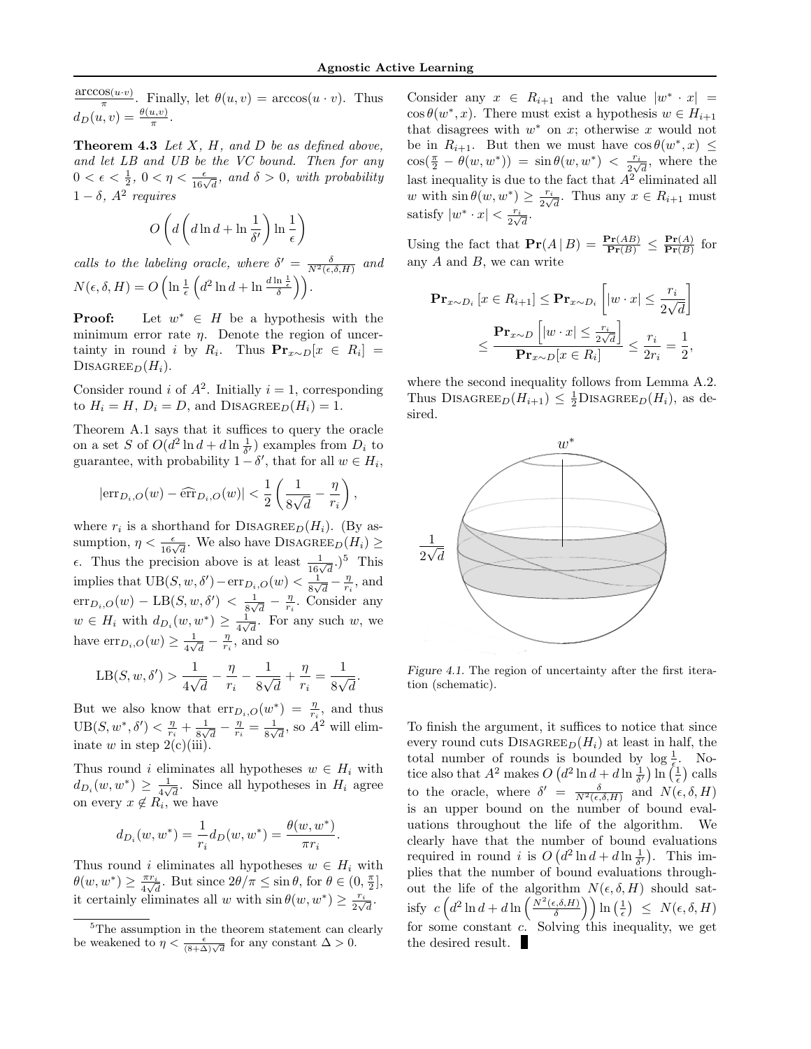$\frac{\arccos(u \cdot v)}{\pi}$. Finally, let $\theta(u, v) = \arccos(u \cdot v)$. Thus $d_D(u, v) = \frac{\theta(u,v)}{\pi}$.

**Theorem 4.3** *Let $X$, $H$, and $D$ be as defined above, and let LB and UB be the VC bound. Then for any $0 < \epsilon < \frac{1}{2}$, $0 < \eta < \frac{\epsilon}{16\sqrt{d}}$, and $\delta > 0$, with probability $1 - \delta$, $A^2$ requires*

$$O\left(d\left(d \ln d + \ln \frac{1}{\delta'}\right) \ln \frac{1}{\epsilon}\right)$$

*calls to the labeling oracle, where $\delta' = \frac{\delta}{N^2(\epsilon,\delta,H)}$ and $N(\epsilon, \delta, H) = O\left(\ln \frac{1}{\epsilon}\left(d^2 \ln d + \ln \frac{d \ln \frac{1}{\epsilon}}{\delta}\right)\right)$.*

**Proof:** Let $w^* \in H$ be a hypothesis with the minimum error rate $\eta$. Denote the region of uncertainty in round $i$ by $R_i$. Thus $\mathbf{Pr}_{x \sim D}[x \in R_i] = \text{DISAGREE}_D(H_i)$.

Consider round $i$ of $A^2$. Initially $i = 1$, corresponding to $H_i = H$, $D_i = D$, and $\text{DISAGREE}_D(H_i) = 1$.

Theorem A.1 says that it suffices to query the oracle on a set $S$ of $O(d^2 \ln d + d \ln \frac{1}{\delta'})$ examples from $D_i$ to guarantee, with probability $1 - \delta'$, that for all $w \in H_i$,

$$|\text{err}_{D_i,O}(w) - \widehat{\text{err}}_{D_i,O}(w)| < \frac{1}{2}\left(\frac{1}{8\sqrt{d}} - \frac{\eta}{r_i}\right),$$

where $r_i$ is a shorthand for $\text{DISAGREE}_D(H_i)$. (By assumption, $\eta < \frac{\epsilon}{16\sqrt{d}}$. We also have $\text{DISAGREE}_D(H_i) \geq \epsilon$. Thus the precision above is at least $\frac{1}{16\sqrt{d}}$.)[5] This implies that $\text{UB}(S, w, \delta') - \text{err}_{D_i,O}(w) < \frac{1}{8\sqrt{d}} - \frac{\eta}{r_i}$, and $\text{err}_{D_i,O}(w) - \text{LB}(S, w, \delta') < \frac{1}{8\sqrt{d}} - \frac{\eta}{r_i}$. Consider any $w \in H_i$ with $d_{D_i}(w, w^*) \geq \frac{1}{4\sqrt{d}}$. For any such $w$, we have $\text{err}_{D_i,O}(w) \geq \frac{1}{4\sqrt{d}} - \frac{\eta}{r_i}$, and so

$$\text{LB}(S, w, \delta') > \frac{1}{4\sqrt{d}} - \frac{\eta}{r_i} - \frac{1}{8\sqrt{d}} + \frac{\eta}{r_i} = \frac{1}{8\sqrt{d}}.$$

But we also know that $\text{err}_{D_i,O}(w^*) = \frac{\eta}{r_i}$, and thus $\text{UB}(S, w^*, \delta') < \frac{\eta}{r_i} + \frac{1}{8\sqrt{d}} - \frac{\eta}{r_i} = \frac{1}{8\sqrt{d}}$, so $A^2$ will eliminate $w$ in step 2(c)(iii).

Thus round $i$ eliminates all hypotheses $w \in H_i$ with $d_{D_i}(w, w^*) \geq \frac{1}{4\sqrt{d}}$. Since all hypotheses in $H_i$ agree on every $x \notin R_i$, we have

$$d_{D_i}(w, w^*) = \frac{1}{r_i} d_D(w, w^*) = \frac{\theta(w, w^*)}{\pi r_i}.$$

Thus round $i$ eliminates all hypotheses $w \in H_i$ with $\theta(w, w^*) \geq \frac{\pi r_i}{4\sqrt{d}}$. But since $2\theta/\pi \leq \sin\theta$, for $\theta \in (0, \frac{\pi}{2}]$, it certainly eliminates all $w$ with $\sin\theta(w, w^*) \geq \frac{r_i}{2\sqrt{d}}$.

[5]The assumption in the theorem statement can clearly be weakened to $\eta < \frac{\epsilon}{(8+\Delta)\sqrt{d}}$ for any constant $\Delta > 0$.

Consider any $x \in R_{i+1}$ and the value $|w^* \cdot x| = \cos\theta(w^*, x)$. There must exist a hypothesis $w \in H_{i+1}$ that disagrees with $w^*$ on $x$; otherwise $x$ would not be in $R_{i+1}$. But then we must have $\cos\theta(w^*, x) \leq \cos(\frac{\pi}{2} - \theta(w, w^*)) = \sin\theta(w, w^*) < \frac{r_i}{2\sqrt{d}}$, where the last inequality is due to the fact that $A^2$ eliminated all $w$ with $\sin\theta(w, w^*) \geq \frac{r_i}{2\sqrt{d}}$. Thus any $x \in R_{i+1}$ must satisfy $|w^* \cdot x| < \frac{r_i}{2\sqrt{d}}$.

Using the fact that $\mathbf{Pr}(A \mid B) = \frac{\mathbf{Pr}(AB)}{\mathbf{Pr}(B)} \leq \frac{\mathbf{Pr}(A)}{\mathbf{Pr}(B)}$ for any $A$ and $B$, we can write

$$\mathbf{Pr}_{x \sim D_i}[x \in R_{i+1}] \leq \mathbf{Pr}_{x \sim D_i}\left[|w \cdot x| \leq \frac{r_i}{2\sqrt{d}}\right]$$
$$\leq \frac{\mathbf{Pr}_{x \sim D}\left[|w \cdot x| \leq \frac{r_i}{2\sqrt{d}}\right]}{\mathbf{Pr}_{x \sim D}[x \in R_i]} \leq \frac{r_i}{2r_i} = \frac{1}{2},$$

where the second inequality follows from Lemma A.2. Thus $\text{DISAGREE}_D(H_{i+1}) \leq \frac{1}{2}\text{DISAGREE}_D(H_i)$, as desired.

*Figure 4.1.* The region of uncertainty after the first iteration (schematic).

To finish the argument, it suffices to notice that since every round cuts $\text{DISAGREE}_D(H_i)$ at least in half, the total number of rounds is bounded by $\log \frac{1}{\epsilon}$. Notice also that $A^2$ makes $O\left(d^2 \ln d + d \ln \frac{1}{\delta'}\right) \ln\left(\frac{1}{\epsilon}\right)$ calls to the oracle, where $\delta' = \frac{\delta}{N^2(\epsilon,\delta,H)}$ and $N(\epsilon, \delta, H)$ is an upper bound on the number of bound evaluations throughout the life of the algorithm. We clearly have that the number of bound evaluations required in round $i$ is $O\left(d^2 \ln d + d \ln \frac{1}{\delta'}\right)$. This implies that the number of bound evaluations throughout the life of the algorithm $N(\epsilon, \delta, H)$ should satisfy $c\left(d^2 \ln d + d \ln\left(\frac{N^2(\epsilon,\delta,H)}{\delta}\right)\right) \ln\left(\frac{1}{\epsilon}\right) \leq N(\epsilon, \delta, H)$ for some constant $c$. Solving this inequality, we get the desired result. ∎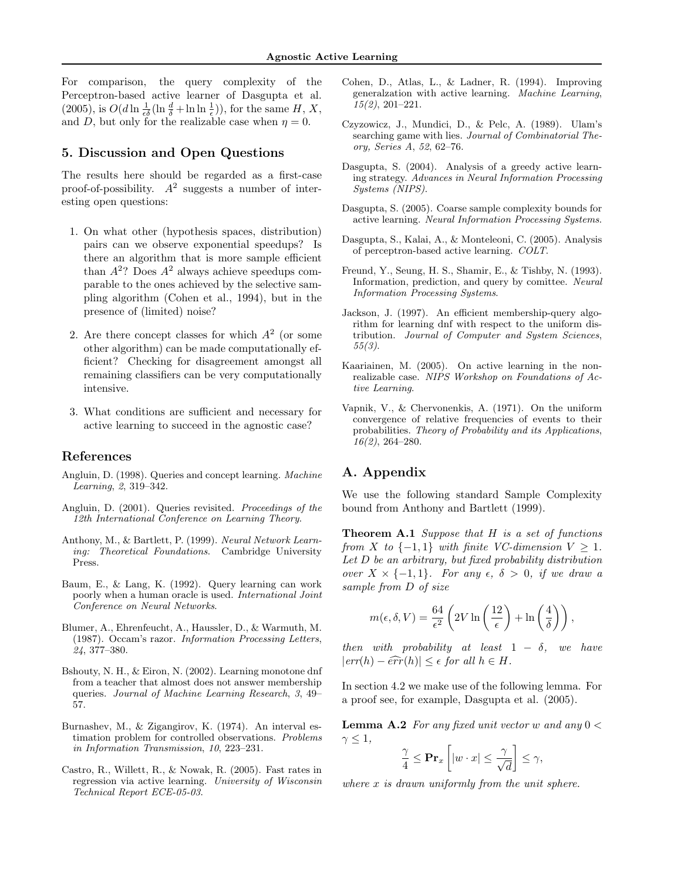For comparison, the query complexity of the Perceptron-based active learner of Dasgupta et al. (2005), is $O(d \ln \frac{1}{\epsilon\delta}(\ln \frac{d}{\delta} + \ln \ln \frac{1}{\epsilon}))$, for the same $H$, $X$, and $D$, but only for the realizable case when $\eta = 0$.

## 5. Discussion and Open Questions

The results here should be regarded as a first-case proof-of-possibility. $A^2$ suggests a number of interesting open questions:

1. On what other (hypothesis spaces, distribution) pairs can we observe exponential speedups? Is there an algorithm that is more sample efficient than $A^2$? Does $A^2$ always achieve speedups comparable to the ones achieved by the selective sampling algorithm (Cohen et al., 1994), but in the presence of (limited) noise?

2. Are there concept classes for which $A^2$ (or some other algorithm) can be made computationally efficient? Checking for disagreement amongst all remaining classifiers can be very computationally intensive.

3. What conditions are sufficient and necessary for active learning to succeed in the agnostic case?

## References

Angluin, D. (1998). Queries and concept learning. *Machine Learning*, *2*, 319–342.

Angluin, D. (2001). Queries revisited. *Proceedings of the 12th International Conference on Learning Theory.*

Anthony, M., & Bartlett, P. (1999). *Neural Network Learning: Theoretical Foundations.* Cambridge University Press.

Baum, E., & Lang, K. (1992). Query learning can work poorly when a human oracle is used. *International Joint Conference on Neural Networks*.

Blumer, A., Ehrenfeucht, A., Haussler, D., & Warmuth, M. (1987). Occam's razor. *Information Processing Letters*, *24*, 377–380.

Bshouty, N. H., & Eiron, N. (2002). Learning monotone dnf from a teacher that almost does not answer membership queries. *Journal of Machine Learning Research*, *3*, 49–57.

Burnashev, M., & Zigangirov, K. (1974). An interval estimation problem for controlled observations. *Problems in Information Transmission*, *10*, 223–231.

Castro, R., Willett, R., & Nowak, R. (2005). Fast rates in regression via active learning. *University of Wisconsin Technical Report ECE-05-03*.

Cohen, D., Atlas, L., & Ladner, R. (1994). Improving generalzation with active learning. *Machine Learning*, *15(2)*, 201–221.

Czyzowicz, J., Mundici, D., & Pelc, A. (1989). Ulam's searching game with lies. *Journal of Combinatorial Theory, Series A*, *52*, 62–76.

Dasgupta, S. (2004). Analysis of a greedy active learning strategy. *Advances in Neural Information Processing Systems (NIPS).*

Dasgupta, S. (2005). Coarse sample complexity bounds for active learning. *Neural Information Processing Systems.*

Dasgupta, S., Kalai, A., & Monteleoni, C. (2005). Analysis of perceptron-based active learning. *COLT*.

Freund, Y., Seung, H. S., Shamir, E., & Tishby, N. (1993). Information, prediction, and query by comittee. *Neural Information Processing Systems*.

Jackson, J. (1997). An efficient membership-query algorithm for learning dnf with respect to the uniform distribution. *Journal of Computer and System Sciences*, *55(3)*.

Kaariainen, M. (2005). On active learning in the non-realizable case. *NIPS Workshop on Foundations of Active Learning*.

Vapnik, V., & Chervonenkis, A. (1971). On the uniform convergence of relative frequencies of events to their probabilities. *Theory of Probability and its Applications*, *16(2)*, 264–280.

## A. Appendix

We use the following standard Sample Complexity bound from Anthony and Bartlett (1999).

**Theorem A.1** *Suppose that $H$ is a set of functions from $X$ to $\{-1, 1\}$ with finite VC-dimension $V \geq 1$. Let $D$ be an arbitrary, but fixed probability distribution over $X \times \{-1, 1\}$. For any $\epsilon$, $\delta > 0$, if we draw a sample from $D$ of size*

$$m(\epsilon, \delta, V) = \frac{64}{\epsilon^2}\left(2V \ln\left(\frac{12}{\epsilon}\right) + \ln\left(\frac{4}{\delta}\right)\right),$$

*then with probability at least $1 - \delta$, we have $|err(h) - \widehat{err}(h)| \leq \epsilon$ for all $h \in H$.*

In section 4.2 we make use of the following lemma. For a proof see, for example, Dasgupta et al. (2005).

**Lemma A.2** *For any fixed unit vector $w$ and any $0 < \gamma \leq 1$,*

$$\frac{\gamma}{4} \leq \mathbf{Pr}_x\left[|w \cdot x| \leq \frac{\gamma}{\sqrt{d}}\right] \leq \gamma,$$

*where $x$ is drawn uniformly from the unit sphere.*